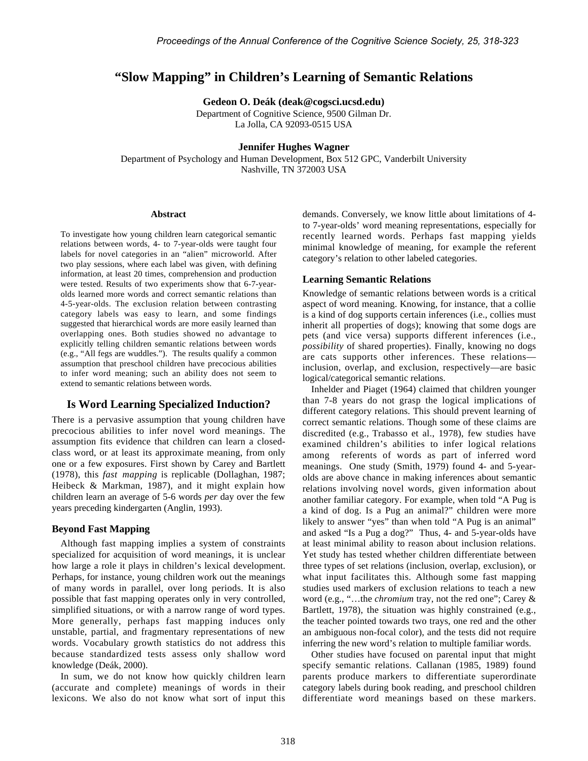# "Slow Mapping" in Children's Learning of Semantic Relations

**Gedeon O. Deák (deak@cogsci.ucsd.edu)**
Department of Cognitive Science, 9500 Gilman Dr.
La Jolla, CA 92093-0515 USA

**Jennifer Hughes Wagner**
Department of Psychology and Human Development, Box 512 GPC, Vanderbilt University
Nashville, TN 372003 USA

## Abstract

To investigate how young children learn categorical semantic relations between words, 4- to 7-year-olds were taught four labels for novel categories in an "alien" microworld. After two play sessions, where each label was given, with defining information, at least 20 times, comprehension and production were tested. Results of two experiments show that 6-7-year-olds learned more words and correct semantic relations than 4-5-year-olds. The exclusion relation between contrasting category labels was easy to learn, and some findings suggested that hierarchical words are more easily learned than overlapping ones. Both studies showed no advantage to explicitly telling children semantic relations between words (e.g., "All fegs are wuddles."). The results qualify a common assumption that preschool children have precocious abilities to infer word meaning; such an ability does not seem to extend to semantic relations between words.

## Is Word Learning Specialized Induction?

There is a pervasive assumption that young children have precocious abilities to infer novel word meanings. The assumption fits evidence that children can learn a closed-class word, or at least its approximate meaning, from only one or a few exposures. First shown by Carey and Bartlett (1978), this *fast mapping* is replicable (Dollaghan, 1987; Heibeck & Markman, 1987), and it might explain how children learn an average of 5-6 words *per* day over the few years preceding kindergarten (Anglin, 1993).

### Beyond Fast Mapping

Although fast mapping implies a system of constraints specialized for acquisition of word meanings, it is unclear how large a role it plays in children's lexical development. Perhaps, for instance, young children work out the meanings of many words in parallel, over long periods. It is also possible that fast mapping operates only in very controlled, simplified situations, or with a narrow range of word types. More generally, perhaps fast mapping induces only unstable, partial, and fragmentary representations of new words. Vocabulary growth statistics do not address this because standardized tests assess only shallow word knowledge (Deák, 2000).

In sum, we do not know how quickly children learn (accurate and complete) meanings of words in their lexicons. We also do not know what sort of input this demands. Conversely, we know little about limitations of 4- to 7-year-olds' word meaning representations, especially for recently learned words. Perhaps fast mapping yields minimal knowledge of meaning, for example the referent category's relation to other labeled categories.

### Learning Semantic Relations

Knowledge of semantic relations between words is a critical aspect of word meaning. Knowing, for instance, that a collie is a kind of dog supports certain inferences (i.e., collies must inherit all properties of dogs); knowing that some dogs are pets (and vice versa) supports different inferences (i.e., *possibility* of shared properties). Finally, knowing no dogs are cats supports other inferences. These relations—inclusion, overlap, and exclusion, respectively—are basic logical/categorical semantic relations.

Inhelder and Piaget (1964) claimed that children younger than 7-8 years do not grasp the logical implications of different category relations. This should prevent learning of correct semantic relations. Though some of these claims are discredited (e.g., Trabasso et al., 1978), few studies have examined children's abilities to infer logical relations among referents of words as part of inferred word meanings. One study (Smith, 1979) found 4- and 5-year-olds are above chance in making inferences about semantic relations involving novel words, given information about another familiar category. For example, when told "A Pug is a kind of dog. Is a Pug an animal?" children were more likely to answer "yes" than when told "A Pug is an animal" and asked "Is a Pug a dog?" Thus, 4- and 5-year-olds have at least minimal ability to reason about inclusion relations. Yet study has tested whether children differentiate between three types of set relations (inclusion, overlap, exclusion), or what input facilitates this. Although some fast mapping studies used markers of exclusion relations to teach a new word (e.g., "…the *chromium* tray, not the red one"; Carey & Bartlett, 1978), the situation was highly constrained (e.g., the teacher pointed towards two trays, one red and the other an ambiguous non-focal color), and the tests did not require inferring the new word's relation to multiple familiar words.

Other studies have focused on parental input that might specify semantic relations. Callanan (1985, 1989) found parents produce markers to differentiate superordinate category labels during book reading, and preschool children differentiate word meanings based on these markers.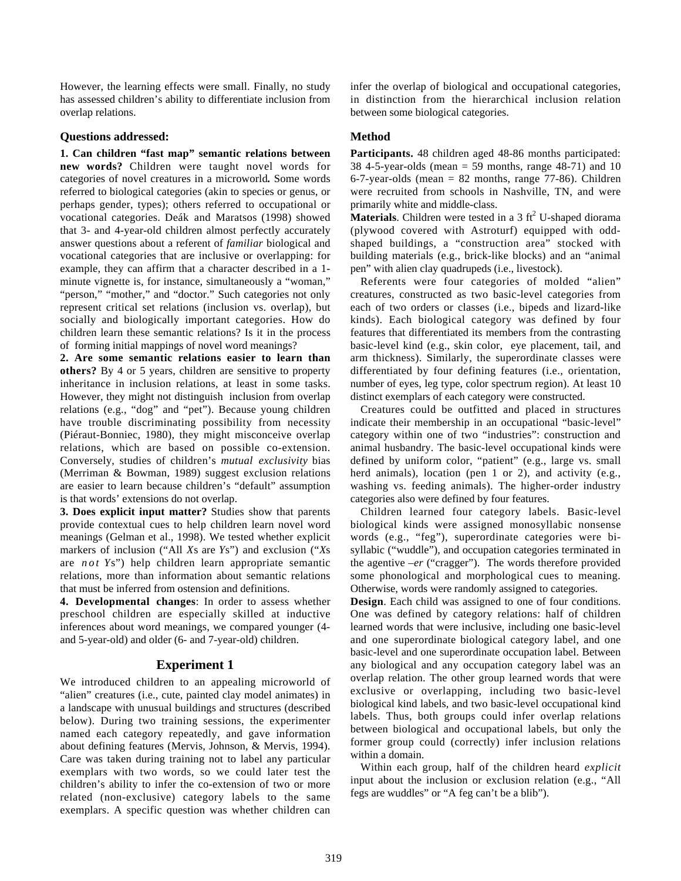However, the learning effects were small. Finally, no study has assessed children's ability to differentiate inclusion from overlap relations.

### Questions addressed:

**1. Can children "fast map" semantic relations between new words?** Children were taught novel words for categories of novel creatures in a microworld**.** Some words referred to biological categories (akin to species or genus, or perhaps gender, types); others referred to occupational or vocational categories. Deák and Maratsos (1998) showed that 3- and 4-year-old children almost perfectly accurately answer questions about a referent of *familiar* biological and vocational categories that are inclusive or overlapping: for example, they can affirm that a character described in a 1-minute vignette is, for instance, simultaneously a "woman," "person," "mother," and "doctor." Such categories not only represent critical set relations (inclusion vs. overlap), but socially and biologically important categories. How do children learn these semantic relations? Is it in the process of forming initial mappings of novel word meanings?

**2. Are some semantic relations easier to learn than others?** By 4 or 5 years, children are sensitive to property inheritance in inclusion relations, at least in some tasks. However, they might not distinguish inclusion from overlap relations (e.g., "dog" and "pet"). Because young children have trouble discriminating possibility from necessity (Piéraut-Bonniec, 1980), they might misconceive overlap relations, which are based on possible co-extension. Conversely, studies of children's *mutual exclusivity* bias (Merriman & Bowman, 1989) suggest exclusion relations are easier to learn because children's "default" assumption is that words' extensions do not overlap.

**3. Does explicit input matter?** Studies show that parents provide contextual cues to help children learn novel word meanings (Gelman et al., 1998). We tested whether explicit markers of inclusion ("All *X*s are *Y*s") and exclusion ("*X*s are *not Y*s") help children learn appropriate semantic relations, more than information about semantic relations that must be inferred from ostension and definitions.

**4. Developmental changes**: In order to assess whether preschool children are especially skilled at inductive inferences about word meanings, we compared younger (4- and 5-year-old) and older (6- and 7-year-old) children.

## Experiment 1

We introduced children to an appealing microworld of "alien" creatures (i.e., cute, painted clay model animates) in a landscape with unusual buildings and structures (described below). During two training sessions, the experimenter named each category repeatedly, and gave information about defining features (Mervis, Johnson, & Mervis, 1994). Care was taken during training not to label any particular exemplars with two words, so we could later test the children's ability to infer the co-extension of two or more related (non-exclusive) category labels to the same exemplars. A specific question was whether children can infer the overlap of biological and occupational categories, in distinction from the hierarchical inclusion relation between some biological categories.

### Method

**Participants.** 48 children aged 48-86 months participated: 38 4-5-year-olds (mean = 59 months, range 48-71) and 10 6-7-year-olds (mean = 82 months, range 77-86). Children were recruited from schools in Nashville, TN, and were primarily white and middle-class.

**Materials**. Children were tested in a 3 $ft^2$ U-shaped diorama (plywood covered with Astroturf) equipped with odd-shaped buildings, a "construction area" stocked with building materials (e.g., brick-like blocks) and an "animal pen" with alien clay quadrupeds (i.e., livestock).

Referents were four categories of molded "alien" creatures, constructed as two basic-level categories from each of two orders or classes (i.e., bipeds and lizard-like kinds). Each biological category was defined by four features that differentiated its members from the contrasting basic-level kind (e.g., skin color, eye placement, tail, and arm thickness). Similarly, the superordinate classes were differentiated by four defining features (i.e., orientation, number of eyes, leg type, color spectrum region). At least 10 distinct exemplars of each category were constructed.

Creatures could be outfitted and placed in structures indicate their membership in an occupational "basic-level" category within one of two "industries": construction and animal husbandry. The basic-level occupational kinds were defined by uniform color, "patient" (e.g., large vs. small herd animals), location (pen 1 or 2), and activity (e.g., washing vs. feeding animals). The higher-order industry categories also were defined by four features.

Children learned four category labels. Basic-level biological kinds were assigned monosyllabic nonsense words (e.g., "feg"), superordinate categories were bi-syllabic ("wuddle"), and occupation categories terminated in the agentive *–er* ("cragger"). The words therefore provided some phonological and morphological cues to meaning. Otherwise, words were randomly assigned to categories.

**Design**. Each child was assigned to one of four conditions. One was defined by category relations: half of children learned words that were inclusive, including one basic-level and one superordinate biological category label, and one basic-level and one superordinate occupation label. Between any biological and any occupation category label was an overlap relation. The other group learned words that were exclusive or overlapping, including two basic-level biological kind labels, and two basic-level occupational kind labels. Thus, both groups could infer overlap relations between biological and occupational labels, but only the former group could (correctly) infer inclusion relations within a domain.

Within each group, half of the children heard *explicit* input about the inclusion or exclusion relation (e.g., "All fegs are wuddles" or "A feg can't be a blib").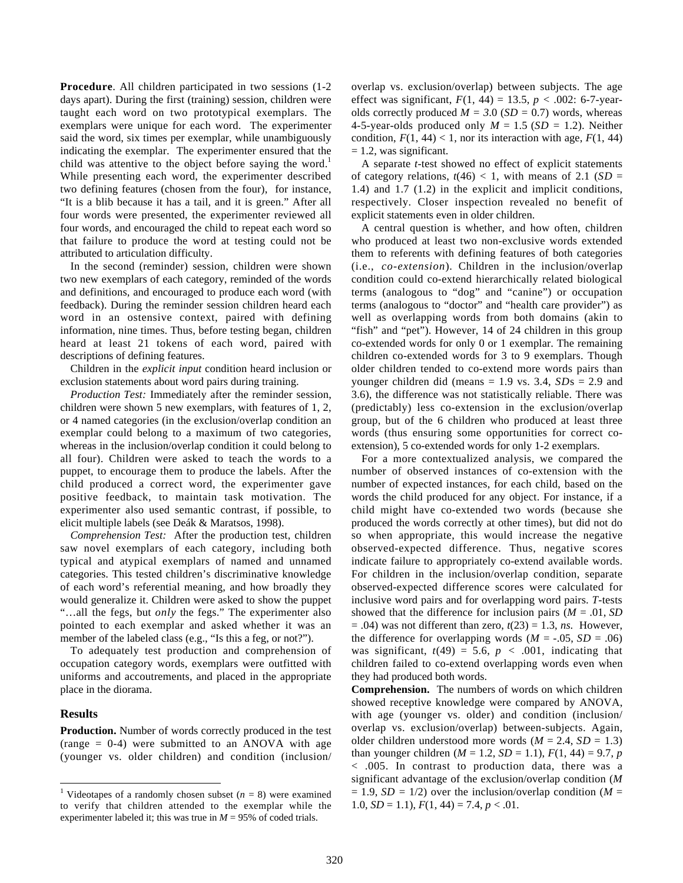**Procedure**. All children participated in two sessions (1-2 days apart). During the first (training) session, children were taught each word on two prototypical exemplars. The exemplars were unique for each word. The experimenter said the word, six times per exemplar, while unambiguously indicating the exemplar. The experimenter ensured that the child was attentive to the object before saying the word.[1] While presenting each word, the experimenter described two defining features (chosen from the four), for instance, "It is a blib because it has a tail, and it is green." After all four words were presented, the experimenter reviewed all four words, and encouraged the child to repeat each word so that failure to produce the word at testing could not be attributed to articulation difficulty.

In the second (reminder) session, children were shown two new exemplars of each category, reminded of the words and definitions, and encouraged to produce each word (with feedback). During the reminder session children heard each word in an ostensive context, paired with defining information, nine times. Thus, before testing began, children heard at least 21 tokens of each word, paired with descriptions of defining features.

Children in the *explicit input* condition heard inclusion or exclusion statements about word pairs during training.

*Production Test:* Immediately after the reminder session, children were shown 5 new exemplars, with features of 1, 2, or 4 named categories (in the exclusion/overlap condition an exemplar could belong to a maximum of two categories, whereas in the inclusion/overlap condition it could belong to all four). Children were asked to teach the words to a puppet, to encourage them to produce the labels. After the child produced a correct word, the experimenter gave positive feedback, to maintain task motivation. The experimenter also used semantic contrast, if possible, to elicit multiple labels (see Deák & Maratsos, 1998).

*Comprehension Test:* After the production test, children saw novel exemplars of each category, including both typical and atypical exemplars of named and unnamed categories. This tested children's discriminative knowledge of each word's referential meaning, and how broadly they would generalize it. Children were asked to show the puppet "…all the fegs, but *only* the fegs." The experimenter also pointed to each exemplar and asked whether it was an member of the labeled class (e.g., "Is this a feg, or not?").

To adequately test production and comprehension of occupation category words, exemplars were outfitted with uniforms and accoutrements, and placed in the appropriate place in the diorama.

## Results

**Production.** Number of words correctly produced in the test (range = 0-4) were submitted to an ANOVA with age (younger vs. older children) and condition (inclusion/overlap vs. exclusion/overlap) between subjects. The age effect was significant, $F(1, 44) = 13.5$, $p < .002$: 6-7-year-olds correctly produced $M = 3.0$ ($SD = 0.7$) words, whereas 4-5-year-olds produced only $M = 1.5$ ($SD = 1.2$). Neither condition, $F(1, 44) < 1$, nor its interaction with age, $F(1, 44) = 1.2$, was significant.

A separate *t*-test showed no effect of explicit statements of category relations, $t(46) < 1$, with means of 2.1 ($SD = 1.4$) and 1.7 (1.2) in the explicit and implicit conditions, respectively. Closer inspection revealed no benefit of explicit statements even in older children.

A central question is whether, and how often, children who produced at least two non-exclusive words extended them to referents with defining features of both categories (i.e., *co-extension*). Children in the inclusion/overlap condition could co-extend hierarchically related biological terms (analogous to "dog" and "canine") or occupation terms (analogous to "doctor" and "health care provider") as well as overlapping words from both domains (akin to "fish" and "pet"). However, 14 of 24 children in this group co-extended words for only 0 or 1 exemplar. The remaining children co-extended words for 3 to 9 exemplars. Though older children tended to co-extend more words pairs than younger children did (means = 1.9 vs. 3.4, *SD*s = 2.9 and 3.6), the difference was not statistically reliable. There was (predictably) less co-extension in the exclusion/overlap group, but of the 6 children who produced at least three words (thus ensuring some opportunities for correct co-extension), 5 co-extended words for only 1-2 exemplars.

For a more contextualized analysis, we compared the number of observed instances of co-extension with the number of expected instances, for each child, based on the words the child produced for any object. For instance, if a child might have co-extended two words (because she produced the words correctly at other times), but did not do so when appropriate, this would increase the negative observed-expected difference. Thus, negative scores indicate failure to appropriately co-extend available words. For children in the inclusion/overlap condition, separate observed-expected difference scores were calculated for inclusive word pairs and for overlapping word pairs. *T*-tests showed that the difference for inclusion pairs ($M = .01$, $SD = .04$) was not different than zero, $t(23) = 1.3$, *ns.* However, the difference for overlapping words ($M = -.05$, $SD = .06$) was significant, $t(49) = 5.6$, $p < .001$, indicating that children failed to co-extend overlapping words even when they had produced both words.

**Comprehension.** The numbers of words on which children showed receptive knowledge were compared by ANOVA, with age (younger vs. older) and condition (inclusion/overlap vs. exclusion/overlap) between-subjects. Again, older children understood more words ($M = 2.4$, $SD = 1.3$) than younger children ($M = 1.2$, $SD = 1.1$), $F(1, 44) = 9.7$, $p < .005$. In contrast to production data, there was a significant advantage of the exclusion/overlap condition ($M = 1.9$, $SD = 1/2$) over the inclusion/overlap condition ($M = 1.0$, $SD = 1.1$), $F(1, 44) = 7.4$, $p < .01$.

---

[1] Videotapes of a randomly chosen subset ($n = 8$) were examined to verify that children attended to the exemplar while the experimenter labeled it; this was true in $M = 95\%$ of coded trials.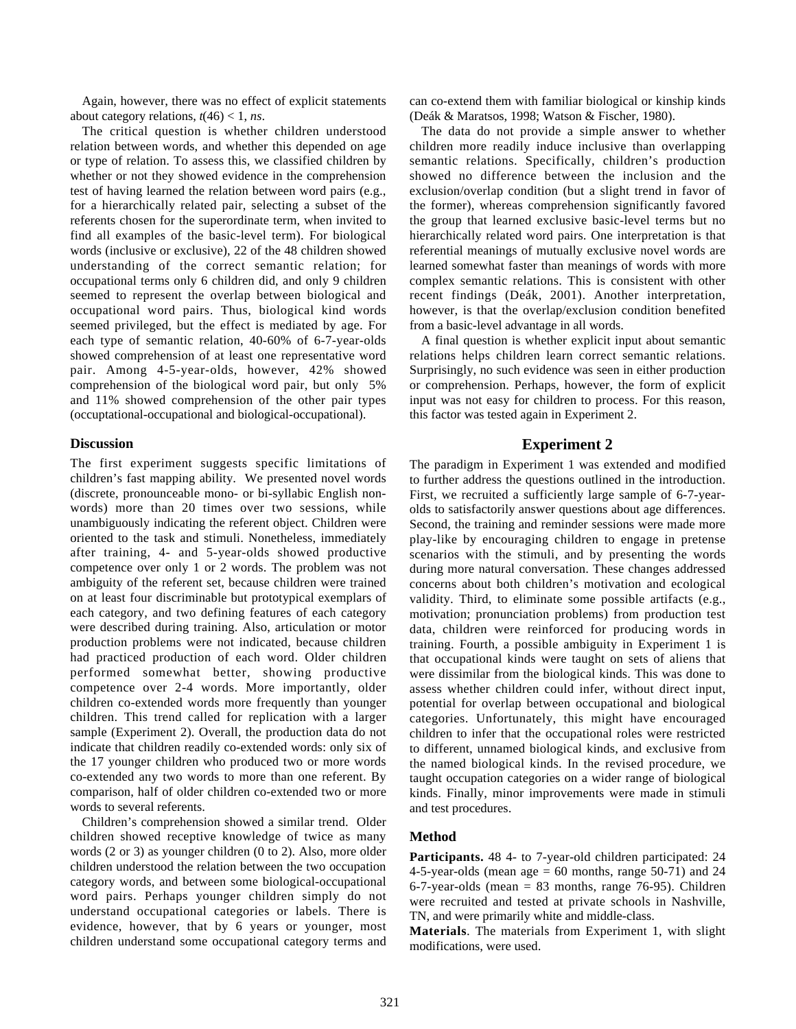Again, however, there was no effect of explicit statements about category relations, $t(46) < 1$, *ns*.

The critical question is whether children understood relation between words, and whether this depended on age or type of relation. To assess this, we classified children by whether or not they showed evidence in the comprehension test of having learned the relation between word pairs (e.g., for a hierarchically related pair, selecting a subset of the referents chosen for the superordinate term, when invited to find all examples of the basic-level term). For biological words (inclusive or exclusive), 22 of the 48 children showed understanding of the correct semantic relation; for occupational terms only 6 children did, and only 9 children seemed to represent the overlap between biological and occupational word pairs. Thus, biological kind words seemed privileged, but the effect is mediated by age. For each type of semantic relation, 40-60% of 6-7-year-olds showed comprehension of at least one representative word pair. Among 4-5-year-olds, however, 42% showed comprehension of the biological word pair, but only 5% and 11% showed comprehension of the other pair types (occuptational-occupational and biological-occupational).

### Discussion

The first experiment suggests specific limitations of children's fast mapping ability. We presented novel words (discrete, pronounceable mono- or bi-syllabic English non-words) more than 20 times over two sessions, while unambiguously indicating the referent object. Children were oriented to the task and stimuli. Nonetheless, immediately after training, 4- and 5-year-olds showed productive competence over only 1 or 2 words. The problem was not ambiguity of the referent set, because children were trained on at least four discriminable but prototypical exemplars of each category, and two defining features of each category were described during training. Also, articulation or motor production problems were not indicated, because children had practiced production of each word. Older children performed somewhat better, showing productive competence over 2-4 words. More importantly, older children co-extended words more frequently than younger children. This trend called for replication with a larger sample (Experiment 2). Overall, the production data do not indicate that children readily co-extended words: only six of the 17 younger children who produced two or more words co-extended any two words to more than one referent. By comparison, half of older children co-extended two or more words to several referents.

Children's comprehension showed a similar trend. Older children showed receptive knowledge of twice as many words (2 or 3) as younger children (0 to 2). Also, more older children understood the relation between the two occupation category words, and between some biological-occupational word pairs. Perhaps younger children simply do not understand occupational categories or labels. There is evidence, however, that by 6 years or younger, most children understand some occupational category terms and can co-extend them with familiar biological or kinship kinds (Deák & Maratsos, 1998; Watson & Fischer, 1980).

The data do not provide a simple answer to whether children more readily induce inclusive than overlapping semantic relations. Specifically, children's production showed no difference between the inclusion and the exclusion/overlap condition (but a slight trend in favor of the former), whereas comprehension significantly favored the group that learned exclusive basic-level terms but no hierarchically related word pairs. One interpretation is that referential meanings of mutually exclusive novel words are learned somewhat faster than meanings of words with more complex semantic relations. This is consistent with other recent findings (Deák, 2001). Another interpretation, however, is that the overlap/exclusion condition benefited from a basic-level advantage in all words.

A final question is whether explicit input about semantic relations helps children learn correct semantic relations. Surprisingly, no such evidence was seen in either production or comprehension. Perhaps, however, the form of explicit input was not easy for children to process. For this reason, this factor was tested again in Experiment 2.

## Experiment 2

The paradigm in Experiment 1 was extended and modified to further address the questions outlined in the introduction. First, we recruited a sufficiently large sample of 6-7-year-olds to satisfactorily answer questions about age differences. Second, the training and reminder sessions were made more play-like by encouraging children to engage in pretense scenarios with the stimuli, and by presenting the words during more natural conversation. These changes addressed concerns about both children's motivation and ecological validity. Third, to eliminate some possible artifacts (e.g., motivation; pronunciation problems) from production test data, children were reinforced for producing words in training. Fourth, a possible ambiguity in Experiment 1 is that occupational kinds were taught on sets of aliens that were dissimilar from the biological kinds. This was done to assess whether children could infer, without direct input, potential for overlap between occupational and biological categories. Unfortunately, this might have encouraged children to infer that the occupational roles were restricted to different, unnamed biological kinds, and exclusive from the named biological kinds. In the revised procedure, we taught occupation categories on a wider range of biological kinds. Finally, minor improvements were made in stimuli and test procedures.

### Method

**Participants.** 48 4- to 7-year-old children participated: 24 4-5-year-olds (mean age = 60 months, range 50-71) and 24 6-7-year-olds (mean = 83 months, range 76-95). Children were recruited and tested at private schools in Nashville, TN, and were primarily white and middle-class.

**Materials**. The materials from Experiment 1, with slight modifications, were used.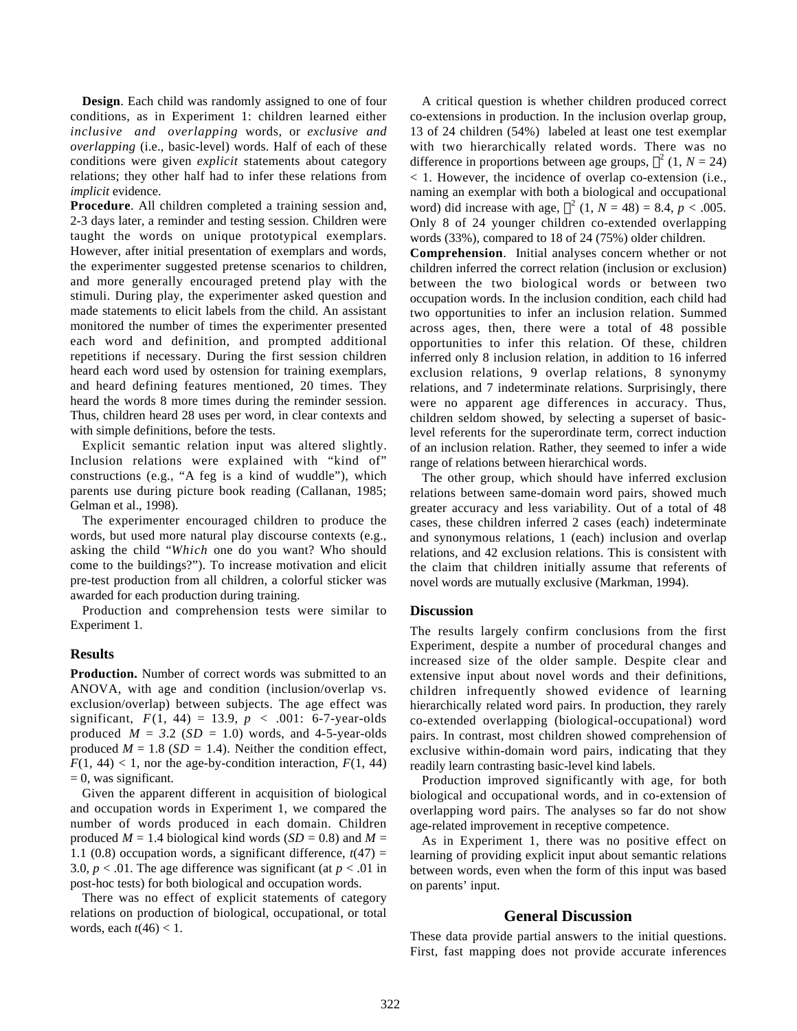**Design**. Each child was randomly assigned to one of four conditions, as in Experiment 1: children learned either *inclusive and overlapping* words, or *exclusive and overlapping* (i.e., basic-level) words. Half of each of these conditions were given *explicit* statements about category relations; they other half had to infer these relations from *implicit* evidence.

**Procedure**. All children completed a training session and, 2-3 days later, a reminder and testing session. Children were taught the words on unique prototypical exemplars. However, after initial presentation of exemplars and words, the experimenter suggested pretense scenarios to children, and more generally encouraged pretend play with the stimuli. During play, the experimenter asked question and made statements to elicit labels from the child. An assistant monitored the number of times the experimenter presented each word and definition, and prompted additional repetitions if necessary. During the first session children heard each word used by ostension for training exemplars, and heard defining features mentioned, 20 times. They heard the words 8 more times during the reminder session. Thus, children heard 28 uses per word, in clear contexts and with simple definitions, before the tests.

Explicit semantic relation input was altered slightly. Inclusion relations were explained with "kind of" constructions (e.g., "A feg is a kind of wuddle"), which parents use during picture book reading (Callanan, 1985; Gelman et al., 1998).

The experimenter encouraged children to produce the words, but used more natural play discourse contexts (e.g., asking the child "*Which* one do you want? Who should come to the buildings?"). To increase motivation and elicit pre-test production from all children, a colorful sticker was awarded for each production during training.

Production and comprehension tests were similar to Experiment 1.

## Results

**Production.** Number of correct words was submitted to an ANOVA, with age and condition (inclusion/overlap vs. exclusion/overlap) between subjects. The age effect was significant, $F(1, 44) = 13.9$, $p < .001$: 6-7-year-olds produced $M = 3.2$ ($SD = 1.0$) words, and 4-5-year-olds produced $M = 1.8$ ($SD = 1.4$). Neither the condition effect, $F(1, 44) < 1$, nor the age-by-condition interaction, $F(1, 44) = 0$, was significant.

Given the apparent different in acquisition of biological and occupation words in Experiment 1, we compared the number of words produced in each domain. Children produced $M = 1.4$ biological kind words ($SD = 0.8$) and $M = 1.1$ (0.8) occupation words, a significant difference, $t(47) = 3.0$, $p < .01$. The age difference was significant (at $p < .01$ in post-hoc tests) for both biological and occupation words.

There was no effect of explicit statements of category relations on production of biological, occupational, or total words, each $t(46) < 1$.

A critical question is whether children produced correct co-extensions in production. In the inclusion overlap group, 13 of 24 children (54%) labeled at least one test exemplar with two hierarchically related words. There was no difference in proportions between age groups, $\chi^2$ (1, $N = 24$) < 1. However, the incidence of overlap co-extension (i.e., naming an exemplar with both a biological and occupational word) did increase with age, $\chi^2$ (1, $N = 48$) = 8.4, $p < .005$. Only 8 of 24 younger children co-extended overlapping words (33%), compared to 18 of 24 (75%) older children.

**Comprehension**. Initial analyses concern whether or not children inferred the correct relation (inclusion or exclusion) between the two biological words or between two occupation words. In the inclusion condition, each child had two opportunities to infer an inclusion relation. Summed across ages, then, there were a total of 48 possible opportunities to infer this relation. Of these, children inferred only 8 inclusion relation, in addition to 16 inferred exclusion relations, 9 overlap relations, 8 synonymy relations, and 7 indeterminate relations. Surprisingly, there were no apparent age differences in accuracy. Thus, children seldom showed, by selecting a superset of basic-level referents for the superordinate term, correct induction of an inclusion relation. Rather, they seemed to infer a wide range of relations between hierarchical words.

The other group, which should have inferred exclusion relations between same-domain word pairs, showed much greater accuracy and less variability. Out of a total of 48 cases, these children inferred 2 cases (each) indeterminate and synonymous relations, 1 (each) inclusion and overlap relations, and 42 exclusion relations. This is consistent with the claim that children initially assume that referents of novel words are mutually exclusive (Markman, 1994).

## Discussion

The results largely confirm conclusions from the first Experiment, despite a number of procedural changes and increased size of the older sample. Despite clear and extensive input about novel words and their definitions, children infrequently showed evidence of learning hierarchically related word pairs. In production, they rarely co-extended overlapping (biological-occupational) word pairs. In contrast, most children showed comprehension of exclusive within-domain word pairs, indicating that they readily learn contrasting basic-level kind labels.

Production improved significantly with age, for both biological and occupational words, and in co-extension of overlapping word pairs. The analyses so far do not show age-related improvement in receptive competence.

As in Experiment 1, there was no positive effect on learning of providing explicit input about semantic relations between words, even when the form of this input was based on parents' input.

# General Discussion

These data provide partial answers to the initial questions. First, fast mapping does not provide accurate inferences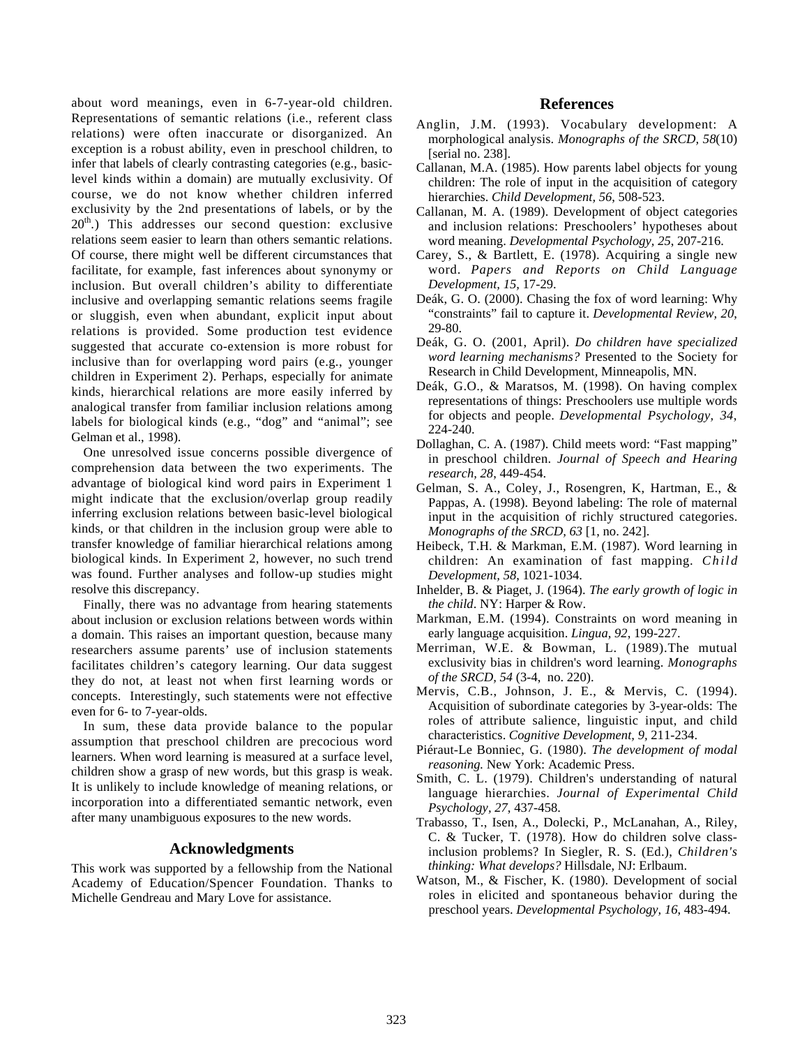about word meanings, even in 6-7-year-old children. Representations of semantic relations (i.e., referent class relations) were often inaccurate or disorganized. An exception is a robust ability, even in preschool children, to infer that labels of clearly contrasting categories (e.g., basic-level kinds within a domain) are mutually exclusivity. Of course, we do not know whether children inferred exclusivity by the 2nd presentations of labels, or by the $20^{th}$.) This addresses our second question: exclusive relations seem easier to learn than others semantic relations. Of course, there might well be different circumstances that facilitate, for example, fast inferences about synonymy or inclusion. But overall children's ability to differentiate inclusive and overlapping semantic relations seems fragile or sluggish, even when abundant, explicit input about relations is provided. Some production test evidence suggested that accurate co-extension is more robust for inclusive than for overlapping word pairs (e.g., younger children in Experiment 2). Perhaps, especially for animate kinds, hierarchical relations are more easily inferred by analogical transfer from familiar inclusion relations among labels for biological kinds (e.g., "dog" and "animal"; see Gelman et al., 1998).

One unresolved issue concerns possible divergence of comprehension data between the two experiments. The advantage of biological kind word pairs in Experiment 1 might indicate that the exclusion/overlap group readily inferring exclusion relations between basic-level biological kinds, or that children in the inclusion group were able to transfer knowledge of familiar hierarchical relations among biological kinds. In Experiment 2, however, no such trend was found. Further analyses and follow-up studies might resolve this discrepancy.

Finally, there was no advantage from hearing statements about inclusion or exclusion relations between words within a domain. This raises an important question, because many researchers assume parents' use of inclusion statements facilitates children's category learning. Our data suggest they do not, at least not when first learning words or concepts. Interestingly, such statements were not effective even for 6- to 7-year-olds.

In sum, these data provide balance to the popular assumption that preschool children are precocious word learners. When word learning is measured at a surface level, children show a grasp of new words, but this grasp is weak. It is unlikely to include knowledge of meaning relations, or incorporation into a differentiated semantic network, even after many unambiguous exposures to the new words.

## Acknowledgments

This work was supported by a fellowship from the National Academy of Education/Spencer Foundation. Thanks to Michelle Gendreau and Mary Love for assistance.

## References

Anglin, J.M. (1993). Vocabulary development: A morphological analysis. *Monographs of the SRCD, 58*(10) [serial no. 238].

Callanan, M.A. (1985). How parents label objects for young children: The role of input in the acquisition of category hierarchies. *Child Development, 56*, 508-523.

Callanan, M. A. (1989). Development of object categories and inclusion relations: Preschoolers' hypotheses about word meaning. *Developmental Psychology, 25*, 207-216.

Carey, S., & Bartlett, E. (1978). Acquiring a single new word. *Papers and Reports on Child Language Development, 15*, 17-29.

Deák, G. O. (2000). Chasing the fox of word learning: Why "constraints" fail to capture it. *Developmental Review, 20*, 29-80.

Deák, G. O. (2001, April). *Do children have specialized word learning mechanisms?* Presented to the Society for Research in Child Development, Minneapolis, MN.

Deák, G.O., & Maratsos, M. (1998). On having complex representations of things: Preschoolers use multiple words for objects and people. *Developmental Psychology, 34*, 224-240.

Dollaghan, C. A. (1987). Child meets word: "Fast mapping" in preschool children. *Journal of Speech and Hearing research, 28*, 449-454.

Gelman, S. A., Coley, J., Rosengren, K, Hartman, E., & Pappas, A. (1998). Beyond labeling: The role of maternal input in the acquisition of richly structured categories. *Monographs of the SRCD, 63* [1, no. 242].

Heibeck, T.H. & Markman, E.M. (1987). Word learning in children: An examination of fast mapping. *Child Development, 58*, 1021-1034.

Inhelder, B. & Piaget, J. (1964). *The early growth of logic in the child*. NY: Harper & Row.

Markman, E.M. (1994). Constraints on word meaning in early language acquisition. *Lingua, 92*, 199-227.

Merriman, W.E. & Bowman, L. (1989).The mutual exclusivity bias in children's word learning. *Monographs of the SRCD, 54* (3-4, no. 220).

Mervis, C.B., Johnson, J. E., & Mervis, C. (1994). Acquisition of subordinate categories by 3-year-olds: The roles of attribute salience, linguistic input, and child characteristics. *Cognitive Development, 9*, 211-234.

Piéraut-Le Bonniec, G. (1980). *The development of modal reasoning.* New York: Academic Press.

Smith, C. L. (1979). Children's understanding of natural language hierarchies. *Journal of Experimental Child Psychology, 27*, 437-458.

Trabasso, T., Isen, A., Dolecki, P., McLanahan, A., Riley, C. & Tucker, T. (1978). How do children solve class-inclusion problems? In Siegler, R. S. (Ed.), *Children's thinking: What develops?* Hillsdale, NJ: Erlbaum.

Watson, M., & Fischer, K. (1980). Development of social roles in elicited and spontaneous behavior during the preschool years. *Developmental Psychology, 16*, 483-494.